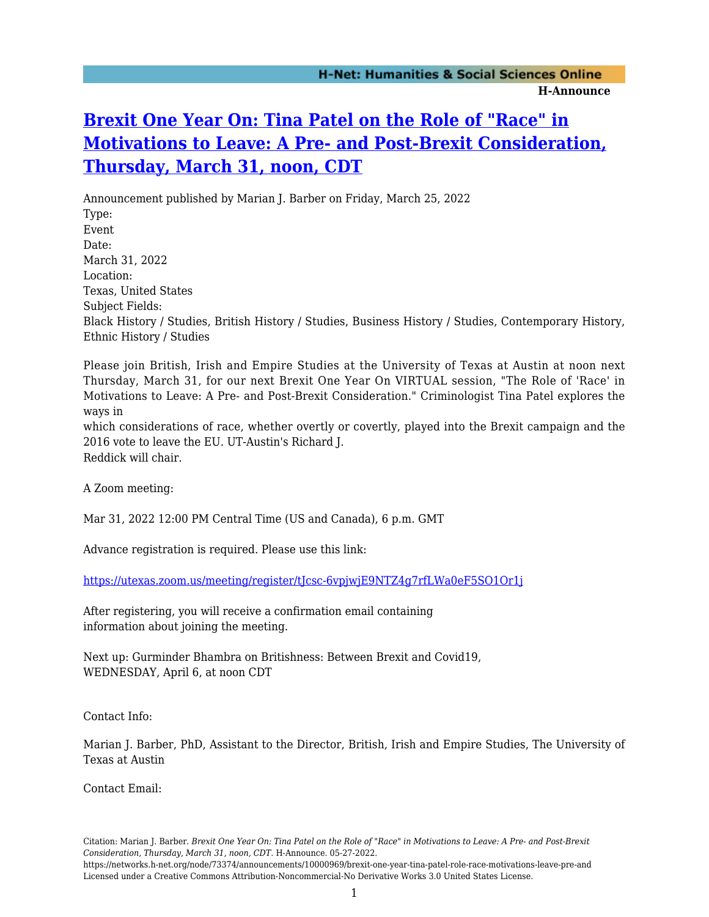# [Brexit One Year On: Tina Patel on the Role of "Race" in Motivations to Leave: A Pre- and Post-Brexit Consideration, Thursday, March 31, noon, CDT](https://networks.h-net.org/node/73374/announcements/10000969/brexit-one-year-tina-patel-role-race-motivations-leave-pre-and)

Announcement published by Marian J. Barber on Friday, March 25, 2022

Type:
Event

Date:
March 31, 2022

Location:
Texas, United States

Subject Fields:
Black History / Studies, British History / Studies, Business History / Studies, Contemporary History, Ethnic History / Studies

Please join British, Irish and Empire Studies at the University of Texas at Austin at noon next Thursday, March 31, for our next Brexit One Year On VIRTUAL session, "The Role of 'Race' in Motivations to Leave: A Pre- and Post-Brexit Consideration." Criminologist Tina Patel explores the ways in
which considerations of race, whether overtly or covertly, played into the Brexit campaign and the 2016 vote to leave the EU. UT-Austin's Richard J.
Reddick will chair.

A Zoom meeting:

Mar 31, 2022 12:00 PM Central Time (US and Canada), 6 p.m. GMT

Advance registration is required. Please use this link:

https://utexas.zoom.us/meeting/register/tJcsc-6vpjwjE9NTZ4g7rfLWa0eF5SO1Or1j

After registering, you will receive a confirmation email containing
information about joining the meeting.

Next up: Gurminder Bhambra on Britishness: Between Brexit and Covid19,
WEDNESDAY, April 6, at noon CDT

Contact Info:

Marian J. Barber, PhD, Assistant to the Director, British, Irish and Empire Studies, The University of Texas at Austin

Contact Email: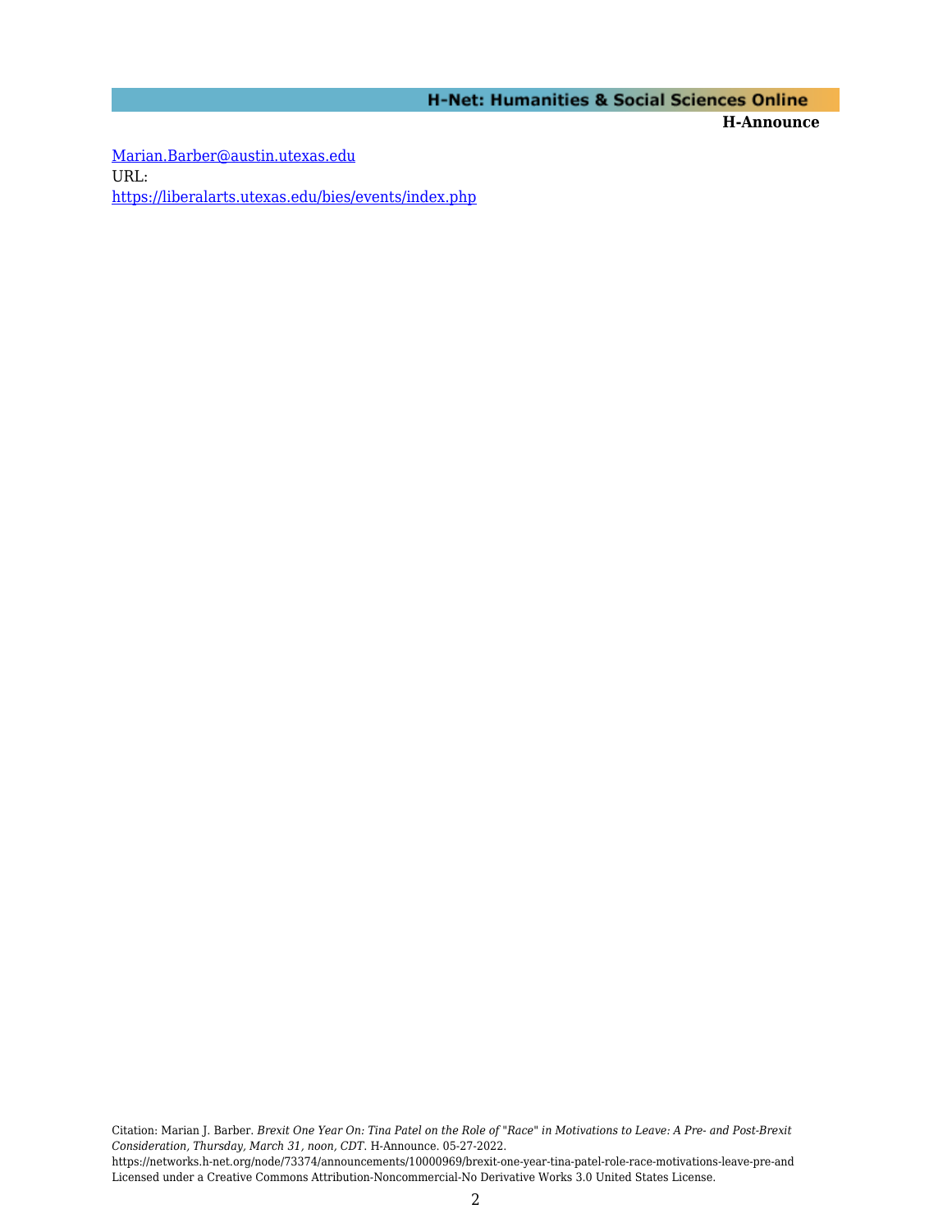Marian.Barber@austin.utexas.edu
URL:
https://liberalarts.utexas.edu/bies/events/index.php